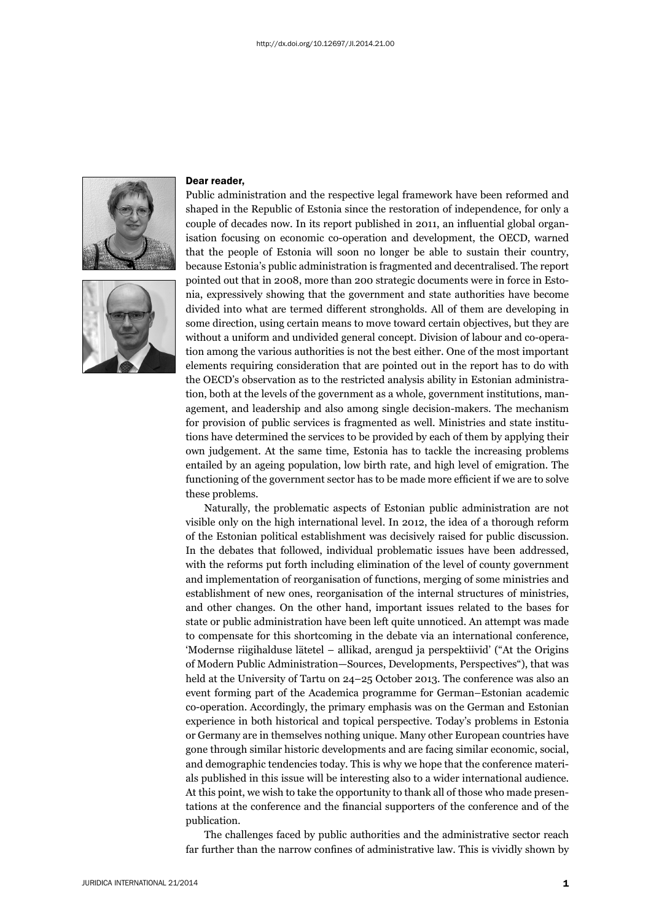http://dx.doi.org/10.12697/JI.2014.21.00

**Dear reader,**

Public administration and the respective legal framework have been reformed and shaped in the Republic of Estonia since the restoration of independence, for only a couple of decades now. In its report published in 2011, an influential global organisation focusing on economic co-operation and development, the OECD, warned that the people of Estonia will soon no longer be able to sustain their country, because Estonia's public administration is fragmented and decentralised. The report pointed out that in 2008, more than 200 strategic documents were in force in Estonia, expressively showing that the government and state authorities have become divided into what are termed different strongholds. All of them are developing in some direction, using certain means to move toward certain objectives, but they are without a uniform and undivided general concept. Division of labour and co-operation among the various authorities is not the best either. One of the most important elements requiring consideration that are pointed out in the report has to do with the OECD's observation as to the restricted analysis ability in Estonian administration, both at the levels of the government as a whole, government institutions, management, and leadership and also among single decision-makers. The mechanism for provision of public services is fragmented as well. Ministries and state institutions have determined the services to be provided by each of them by applying their own judgement. At the same time, Estonia has to tackle the increasing problems entailed by an ageing population, low birth rate, and high level of emigration. The functioning of the government sector has to be made more efficient if we are to solve these problems.

Naturally, the problematic aspects of Estonian public administration are not visible only on the high international level. In 2012, the idea of a thorough reform of the Estonian political establishment was decisively raised for public discussion. In the debates that followed, individual problematic issues have been addressed, with the reforms put forth including elimination of the level of county government and implementation of reorganisation of functions, merging of some ministries and establishment of new ones, reorganisation of the internal structures of ministries, and other changes. On the other hand, important issues related to the bases for state or public administration have been left quite unnoticed. An attempt was made to compensate for this shortcoming in the debate via an international conference, 'Modernse riigihalduse lätetel – allikad, arengud ja perspektiivid' ("At the Origins of Modern Public Administration—Sources, Developments, Perspectives"), that was held at the University of Tartu on 24–25 October 2013. The conference was also an event forming part of the Academica programme for German–Estonian academic co-operation. Accordingly, the primary emphasis was on the German and Estonian experience in both historical and topical perspective. Today's problems in Estonia or Germany are in themselves nothing unique. Many other European countries have gone through similar historic developments and are facing similar economic, social, and demographic tendencies today. This is why we hope that the conference materials published in this issue will be interesting also to a wider international audience. At this point, we wish to take the opportunity to thank all of those who made presentations at the conference and the financial supporters of the conference and of the publication.

The challenges faced by public authorities and the administrative sector reach far further than the narrow confines of administrative law. This is vividly shown by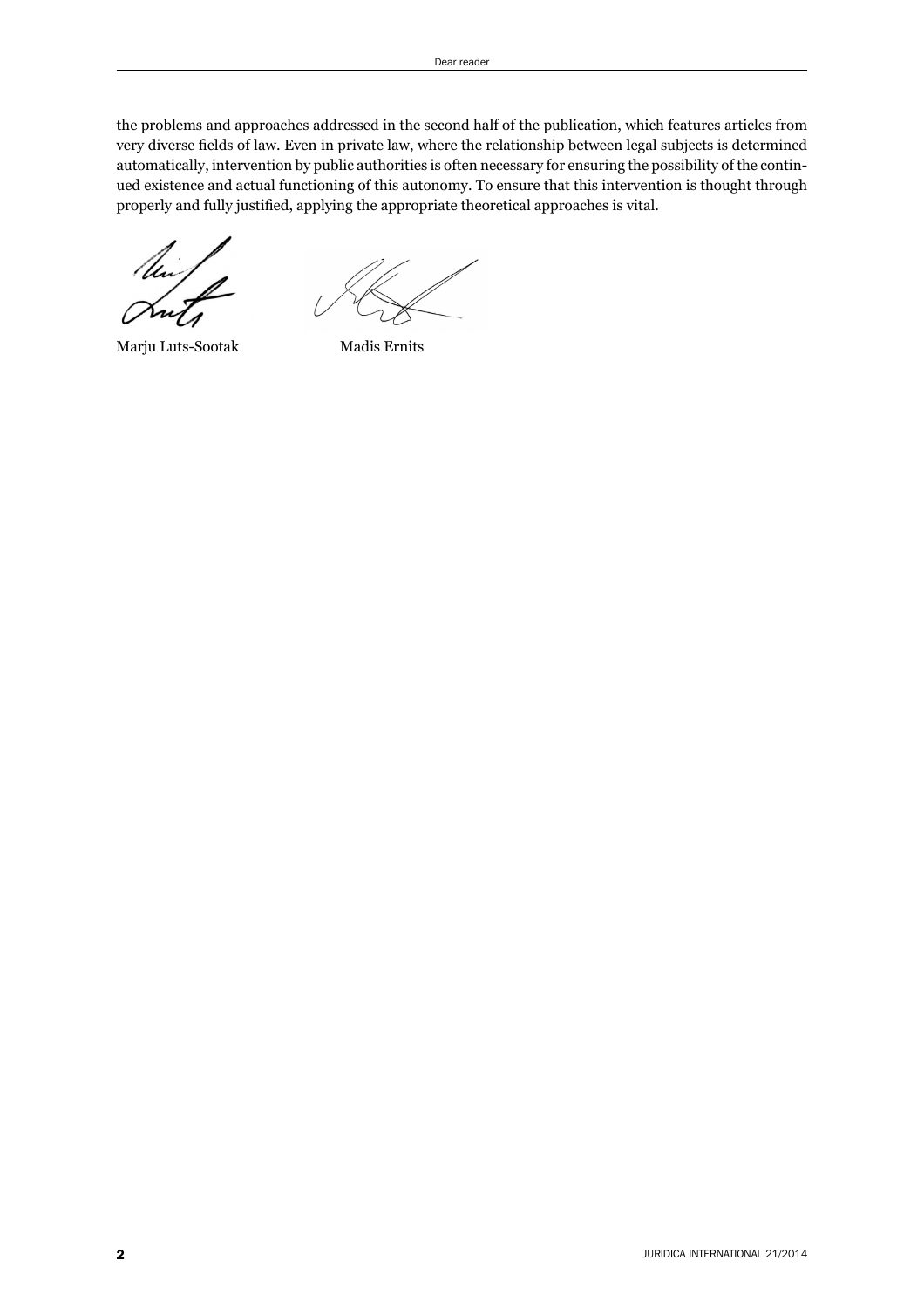the problems and approaches addressed in the second half of the publication, which features articles from very diverse fields of law. Even in private law, where the relationship between legal subjects is determined automatically, intervention by public authorities is often necessary for ensuring the possibility of the continued existence and actual functioning of this autonomy. To ensure that this intervention is thought through properly and fully justified, applying the appropriate theoretical approaches is vital.

Marju Luts-Sootak　　　Madis Ernits